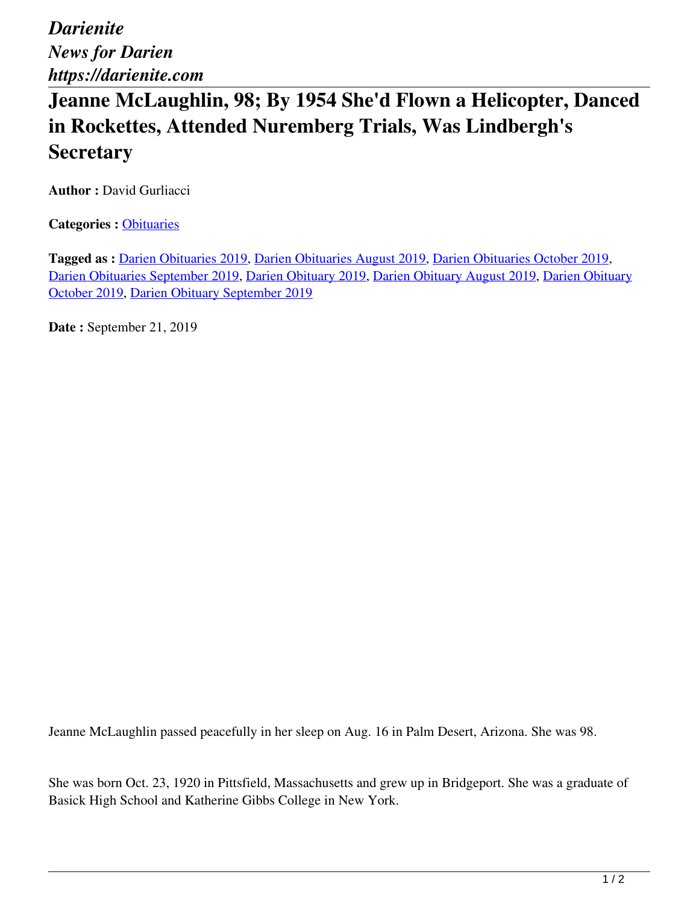*Darienite*
*News for Darien*
*https://darienite.com*

# Jeanne McLaughlin, 98; By 1954 She'd Flown a Helicopter, Danced in Rockettes, Attended Nuremberg Trials, Was Lindbergh's Secretary

**Author :** David Gurliacci

**Categories :** Obituaries

**Tagged as :** Darien Obituaries 2019, Darien Obituaries August 2019, Darien Obituaries October 2019, Darien Obituaries September 2019, Darien Obituary 2019, Darien Obituary August 2019, Darien Obituary October 2019, Darien Obituary September 2019

**Date :** September 21, 2019

Jeanne McLaughlin passed peacefully in her sleep on Aug. 16 in Palm Desert, Arizona. She was 98.

She was born Oct. 23, 1920 in Pittsfield, Massachusetts and grew up in Bridgeport. She was a graduate of Basick High School and Katherine Gibbs College in New York.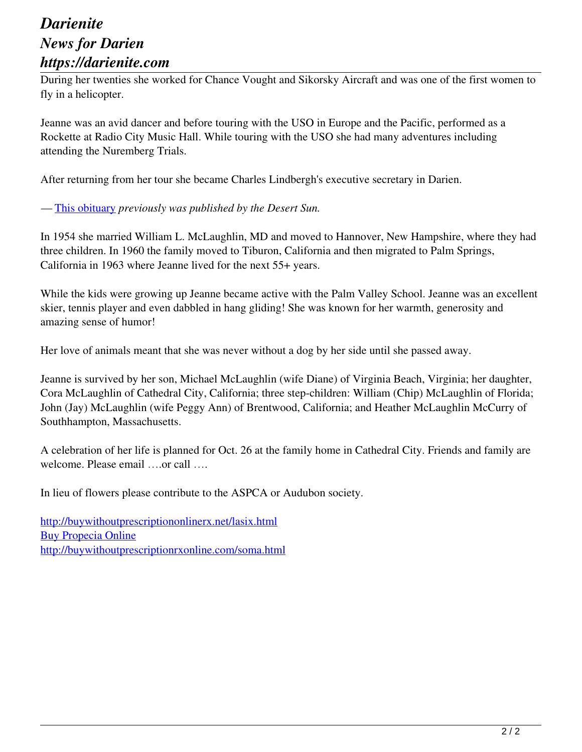During her twenties she worked for Chance Vought and Sikorsky Aircraft and was one of the first women to fly in a helicopter.

Jeanne was an avid dancer and before touring with the USO in Europe and the Pacific, performed as a Rockette at Radio City Music Hall. While touring with the USO she had many adventures including attending the Nuremberg Trials.

After returning from her tour she became Charles Lindbergh's executive secretary in Darien.

— [This obituary](#) *previously was published by the Desert Sun.*

In 1954 she married William L. McLaughlin, MD and moved to Hannover, New Hampshire, where they had three children. In 1960 the family moved to Tiburon, California and then migrated to Palm Springs, California in 1963 where Jeanne lived for the next 55+ years.

While the kids were growing up Jeanne became active with the Palm Valley School. Jeanne was an excellent skier, tennis player and even dabbled in hang gliding! She was known for her warmth, generosity and amazing sense of humor!

Her love of animals meant that she was never without a dog by her side until she passed away.

Jeanne is survived by her son, Michael McLaughlin (wife Diane) of Virginia Beach, Virginia; her daughter, Cora McLaughlin of Cathedral City, California; three step-children: William (Chip) McLaughlin of Florida; John (Jay) McLaughlin (wife Peggy Ann) of Brentwood, California; and Heather McLaughlin McCurry of Southhampton, Massachusetts.

A celebration of her life is planned for Oct. 26 at the family home in Cathedral City. Friends and family are welcome. Please email ….or call ….

In lieu of flowers please contribute to the ASPCA or Audubon society.

http://buywithoutprescriptiononlinerx.net/lasix.html
Buy Propecia Online
http://buywithoutprescriptionrxonline.com/soma.html